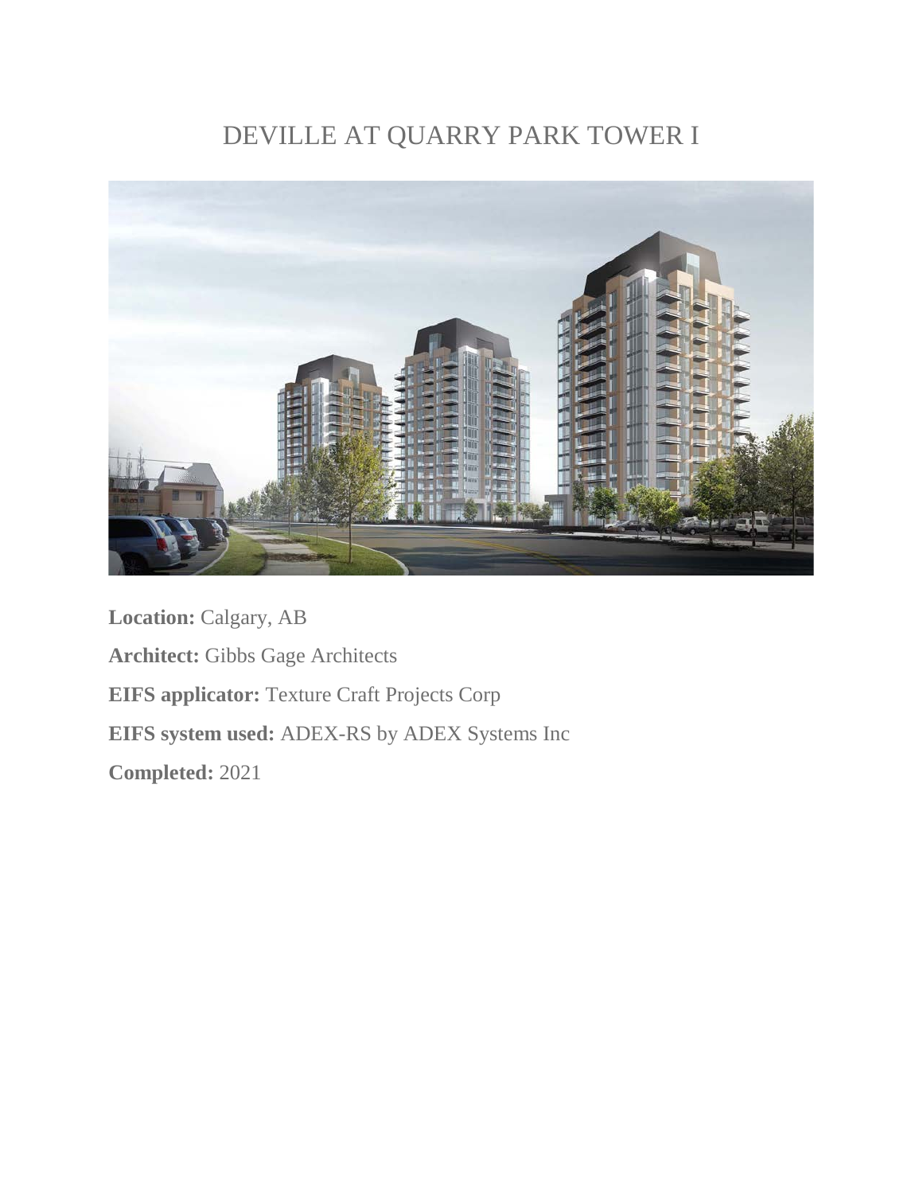# DEVILLE AT QUARRY PARK TOWER I

**Location:** Calgary, AB

**Architect:** Gibbs Gage Architects

**EIFS applicator:** Texture Craft Projects Corp

**EIFS system used:** ADEX-RS by ADEX Systems Inc

**Completed:** 2021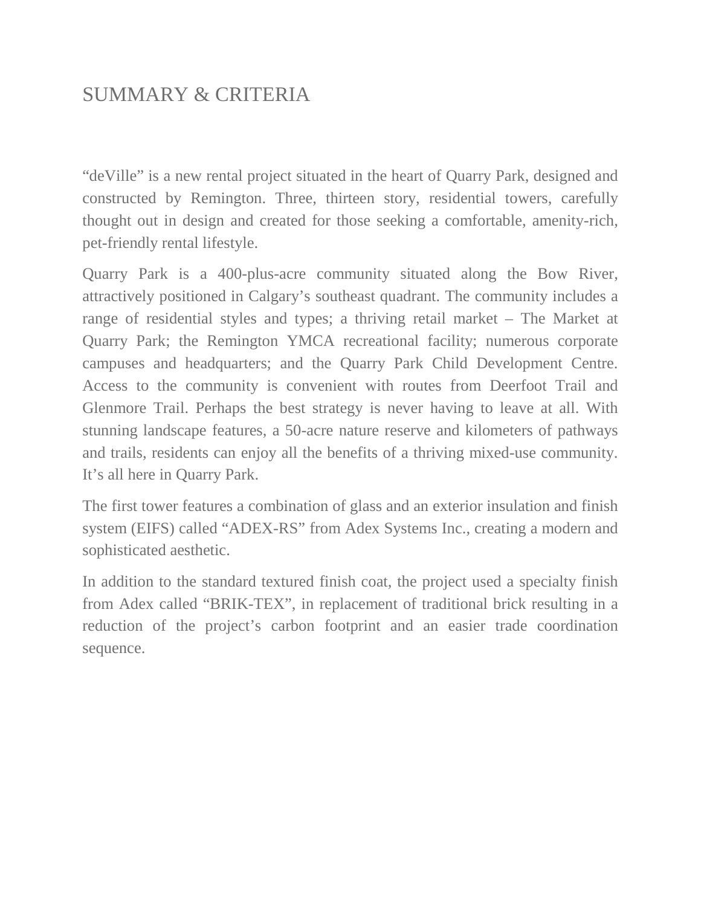# SUMMARY & CRITERIA

"deVille" is a new rental project situated in the heart of Quarry Park, designed and constructed by Remington. Three, thirteen story, residential towers, carefully thought out in design and created for those seeking a comfortable, amenity-rich, pet-friendly rental lifestyle.

Quarry Park is a 400-plus-acre community situated along the Bow River, attractively positioned in Calgary's southeast quadrant. The community includes a range of residential styles and types; a thriving retail market – The Market at Quarry Park; the Remington YMCA recreational facility; numerous corporate campuses and headquarters; and the Quarry Park Child Development Centre. Access to the community is convenient with routes from Deerfoot Trail and Glenmore Trail. Perhaps the best strategy is never having to leave at all. With stunning landscape features, a 50-acre nature reserve and kilometers of pathways and trails, residents can enjoy all the benefits of a thriving mixed-use community. It's all here in Quarry Park.

The first tower features a combination of glass and an exterior insulation and finish system (EIFS) called "ADEX-RS" from Adex Systems Inc., creating a modern and sophisticated aesthetic.

In addition to the standard textured finish coat, the project used a specialty finish from Adex called "BRIK-TEX", in replacement of traditional brick resulting in a reduction of the project's carbon footprint and an easier trade coordination sequence.